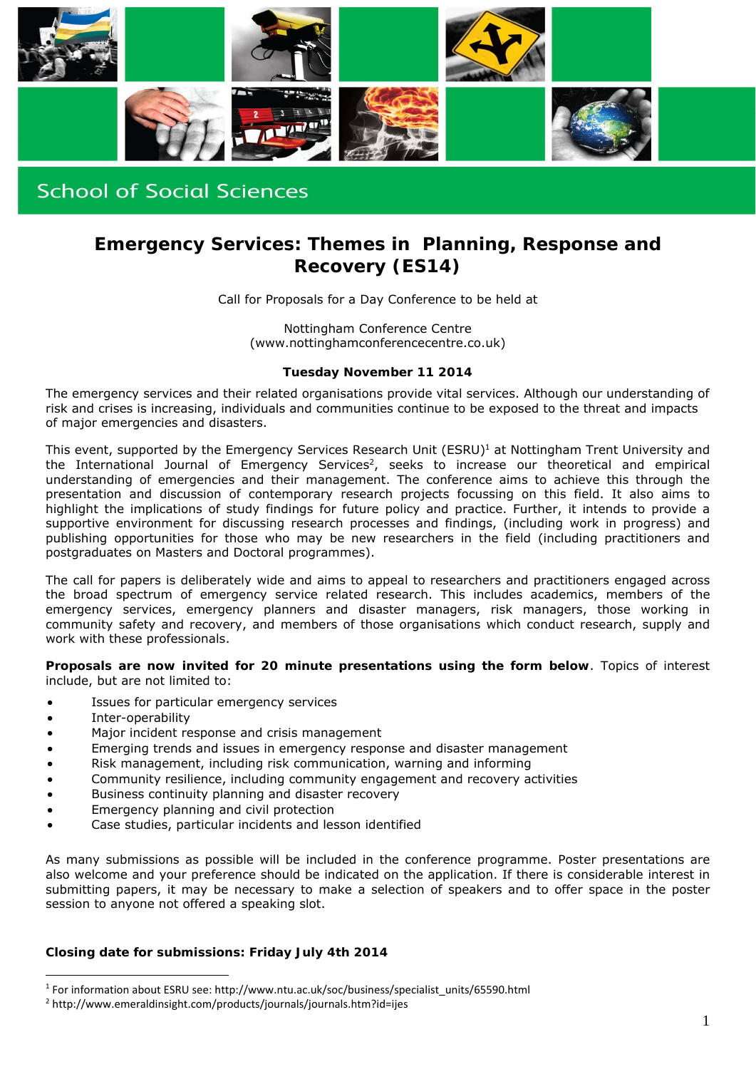School of Social Sciences

# Emergency Services: Themes in Planning, Response and Recovery (ES14)

Call for Proposals for a Day Conference to be held at

Nottingham Conference Centre
(www.nottinghamconferencecentre.co.uk)

**Tuesday November 11 2014**

The emergency services and their related organisations provide vital services. Although our understanding of risk and crises is increasing, individuals and communities continue to be exposed to the threat and impacts of major emergencies and disasters.

This event, supported by the Emergency Services Research Unit (ESRU)[1] at Nottingham Trent University and the International Journal of Emergency Services[2], seeks to increase our theoretical and empirical understanding of emergencies and their management. The conference aims to achieve this through the presentation and discussion of contemporary research projects focussing on this field. It also aims to highlight the implications of study findings for future policy and practice. Further, it intends to provide a supportive environment for discussing research processes and findings, (including work in progress) and publishing opportunities for those who may be new researchers in the field (including practitioners and postgraduates on Masters and Doctoral programmes).

The call for papers is deliberately wide and aims to appeal to researchers and practitioners engaged across the broad spectrum of emergency service related research. This includes academics, members of the emergency services, emergency planners and disaster managers, risk managers, those working in community safety and recovery, and members of those organisations which conduct research, supply and work with these professionals.

**Proposals are now invited for 20 minute presentations using the form below**. Topics of interest include, but are not limited to:

- Issues for particular emergency services
- Inter-operability
- Major incident response and crisis management
- Emerging trends and issues in emergency response and disaster management
- Risk management, including risk communication, warning and informing
- Community resilience, including community engagement and recovery activities
- Business continuity planning and disaster recovery
- Emergency planning and civil protection
- Case studies, particular incidents and lesson identified

As many submissions as possible will be included in the conference programme. Poster presentations are also welcome and your preference should be indicated on the application. If there is considerable interest in submitting papers, it may be necessary to make a selection of speakers and to offer space in the poster session to anyone not offered a speaking slot.

**Closing date for submissions: Friday July 4th 2014**

---

[1] For information about ESRU see: http://www.ntu.ac.uk/soc/business/specialist_units/65590.html

[2] http://www.emeraldinsight.com/products/journals/journals.htm?id=ijes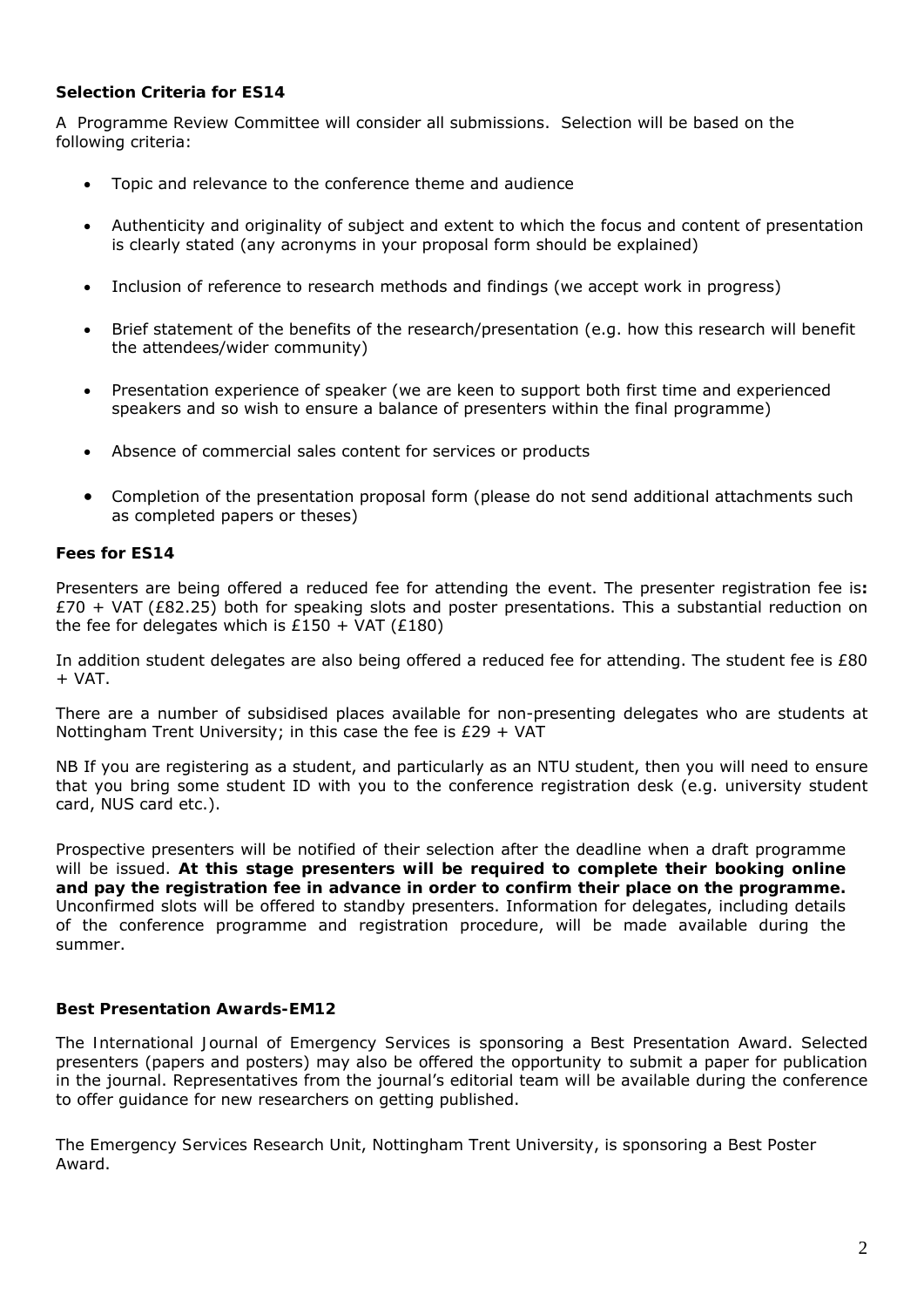### Selection Criteria for ES14

A Programme Review Committee will consider all submissions. Selection will be based on the following criteria:

- Topic and relevance to the conference theme and audience
- Authenticity and originality of subject and extent to which the focus and content of presentation is clearly stated (any acronyms in your proposal form should be explained)
- Inclusion of reference to research methods and findings (we accept work in progress)
- Brief statement of the benefits of the research/presentation (e.g. how this research will benefit the attendees/wider community)
- Presentation experience of speaker (we are keen to support both first time and experienced speakers and so wish to ensure a balance of presenters within the final programme)
- Absence of commercial sales content for services or products
- Completion of the presentation proposal form (please do not send additional attachments such as completed papers or theses)

### Fees for ES14

Presenters are being offered a reduced fee for attending the event. The presenter registration fee is**:** £70 + VAT (£82.25) both for speaking slots and poster presentations. This a substantial reduction on the fee for delegates which is £150 + VAT (£180)

In addition student delegates are also being offered a reduced fee for attending. The student fee is £80 + VAT.

There are a number of subsidised places available for non-presenting delegates who are students at Nottingham Trent University; in this case the fee is £29 + VAT

NB If you are registering as a student, and particularly as an NTU student, then you will need to ensure that you bring some student ID with you to the conference registration desk (e.g. university student card, NUS card etc.).

Prospective presenters will be notified of their selection after the deadline when a draft programme will be issued. **At this stage presenters will be required to complete their booking online and pay the registration fee in advance in order to confirm their place on the programme.** Unconfirmed slots will be offered to standby presenters. Information for delegates, including details of the conference programme and registration procedure, will be made available during the summer.

### Best Presentation Awards-EM12

The International Journal of Emergency Services is sponsoring a Best Presentation Award. Selected presenters (papers and posters) may also be offered the opportunity to submit a paper for publication in the journal. Representatives from the journal's editorial team will be available during the conference to offer guidance for new researchers on getting published.

The Emergency Services Research Unit, Nottingham Trent University, is sponsoring a Best Poster Award.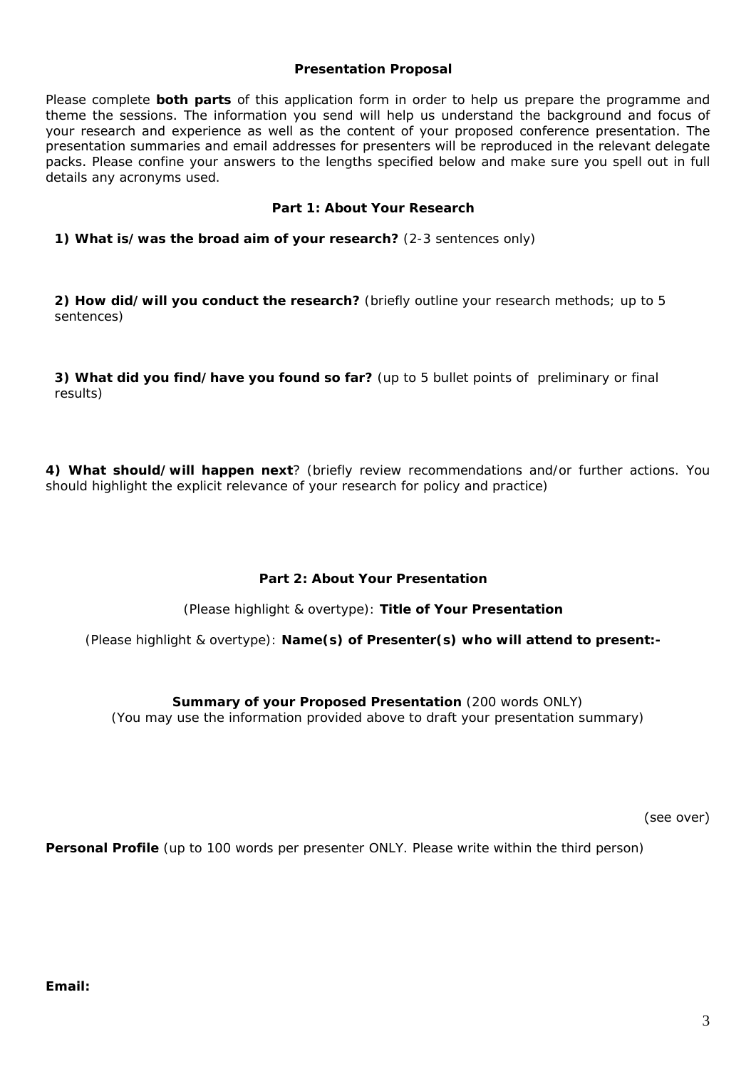## Presentation Proposal

Please complete **both parts** of this application form in order to help us prepare the programme and theme the sessions. The information you send will help us understand the background and focus of your research and experience as well as the content of your proposed conference presentation. The presentation summaries and email addresses for presenters will be reproduced in the relevant delegate packs. Please confine your answers to the lengths specified below and make sure you spell out in full details any acronyms used.

### Part 1: About Your Research

**1) What is/was the broad aim of your research?** (2-3 sentences only)

**2) How did/will you conduct the research?** (briefly outline your research methods; up to 5 sentences)

**3) What did you find/have you found so far?** (up to 5 bullet points of preliminary or final results)

**4) What should/will happen next**? (briefly review recommendations and/or further actions. You should highlight the explicit relevance of your research for policy and practice)

### Part 2: About Your Presentation

(Please highlight & overtype): **Title of Your Presentation**

(Please highlight & overtype): **Name(s) of Presenter(s) who will attend to present:-**

**Summary of your Proposed Presentation** (200 words ONLY)
(You may use the information provided above to draft your presentation summary)

(see over)

**Personal Profile** (up to 100 words per presenter ONLY. Please write within the third person)

**Email:**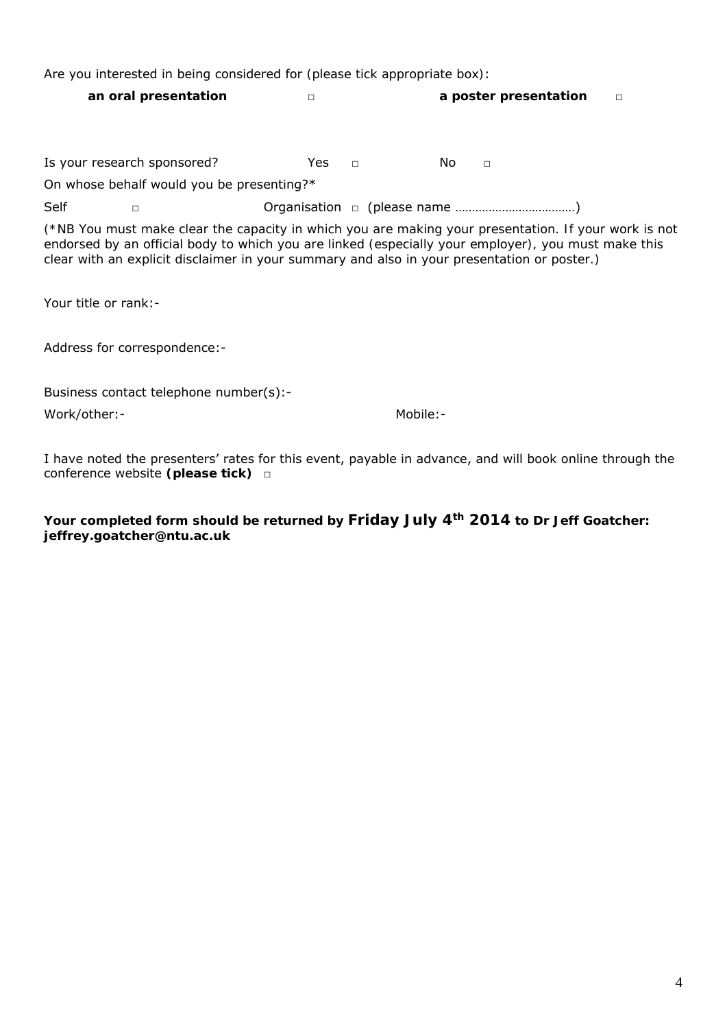Are you interested in being considered for (please tick appropriate box):

**an oral presentation** □ **a poster presentation** □

Is your research sponsored? Yes □ No □

On whose behalf would you be presenting?*

Self □ Organisation □ (please name ………………………………)

(*NB You must make clear the capacity in which you are making your presentation. If your work is not endorsed by an official body to which you are linked (especially your employer), you must make this clear with an explicit disclaimer in your summary and also in your presentation or poster.)

Your title or rank:-

Address for correspondence:-

Business contact telephone number(s):-

Work/other:- Mobile:-

I have noted the presenters' rates for this event, payable in advance, and will book online through the conference website **(please tick)** □

**Your completed form should be returned by Friday July 4th 2014 to Dr Jeff Goatcher: jeffrey.goatcher@ntu.ac.uk**